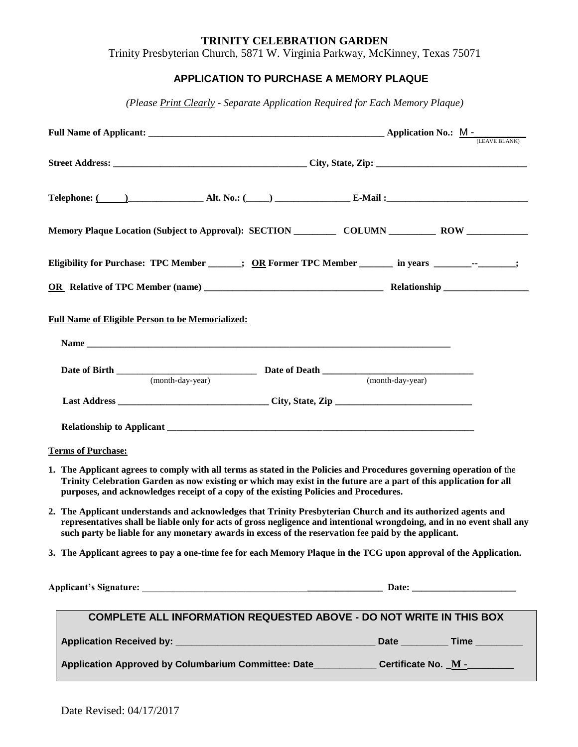# TRINITY CELEBRATION GARDEN

Trinity Presbyterian Church, 5871 W. Virginia Parkway, McKinney, Texas 75071

## APPLICATION TO PURCHASE A MEMORY PLAQUE

*(Please Print Clearly - Separate Application Required for Each Memory Plaque)*

**Full Name of Applicant:** ______________________________ **Application No.:** M - ________ (LEAVE BLANK)

**Street Address:** ______________________________ **City, State, Zip:** ______________________________

**Telephone:** (\_\_\_\_\_)\_\_\_\_\_\_\_\_\_\_\_\_\_\_\_ **Alt. No.:** (\_\_\_\_\_) \_\_\_\_\_\_\_\_\_\_\_\_\_\_\_ **E-Mail :** ______________________________

**Memory Plaque Location (Subject to Approval): SECTION** ________ **COLUMN** ________ **ROW** ________

**Eligibility for Purchase: TPC Member** _______; **OR Former TPC Member** _______ **in years** ________--________;

**OR Relative of TPC Member (name)** ______________________________ **Relationship** ________________

**Full Name of Eligible Person to be Memorialized:**

**Name** ______________________________________________________________

**Date of Birth** ______________________ (month-day-year) **Date of Death** ______________________ (month-day-year)

**Last Address** ______________________________ **City, State, Zip** ______________________________

**Relationship to Applicant** ______________________________________________________________

**Terms of Purchase:**

1. **The Applicant agrees to comply with all terms as stated in the Policies and Procedures governing operation of** the **Trinity Celebration Garden as now existing or which may exist in the future are a part of this application for all purposes, and acknowledges receipt of a copy of the existing Policies and Procedures.**
2. **The Applicant understands and acknowledges that Trinity Presbyterian Church and its authorized agents and representatives shall be liable only for acts of gross negligence and intentional wrongdoing, and in no event shall any such party be liable for any monetary awards in excess of the reservation fee paid by the applicant.**
3. **The Applicant agrees to pay a one-time fee for each Memory Plaque in the TCG upon approval of the Application.**

**Applicant's Signature:** ______________________________________ **Date:** ______________________

**COMPLETE ALL INFORMATION REQUESTED ABOVE - DO NOT WRITE IN THIS BOX**

**Application Received by:** ______________________________ **Date** ________ **Time** ________

**Application Approved by Columbarium Committee: Date**\_\_\_\_\_\_\_\_\_\_\_\_ **Certificate No.** \_**M** -\_\_\_\_\_\_\_\_\_

Date Revised: 04/17/2017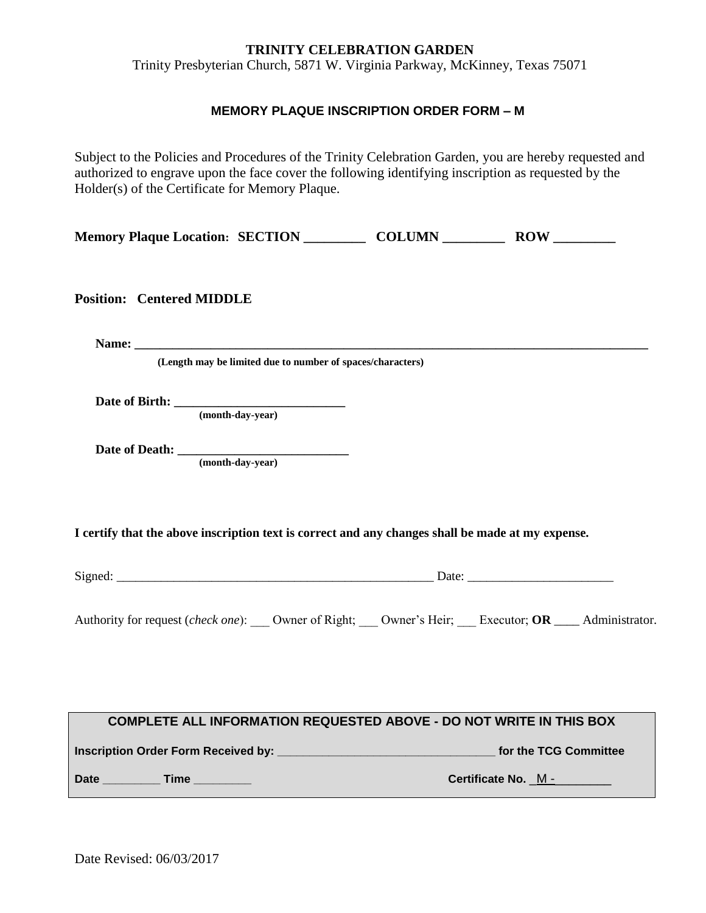**TRINITY CELEBRATION GARDEN**

Trinity Presbyterian Church, 5871 W. Virginia Parkway, McKinney, Texas 75071

**MEMORY PLAQUE INSCRIPTION ORDER FORM – M**

Subject to the Policies and Procedures of the Trinity Celebration Garden, you are hereby requested and authorized to engrave upon the face cover the following identifying inscription as requested by the Holder(s) of the Certificate for Memory Plaque.

**Memory Plaque Location: SECTION _________ COLUMN _________ ROW _________**

**Position: Centered MIDDLE**

**Name: ____________________________________________________________________________**

**(Length may be limited due to number of spaces/characters)**

**Date of Birth: ___________________________**

**(month-day-year)**

**Date of Death: ___________________________**

**(month-day-year)**

**I certify that the above inscription text is correct and any changes shall be made at my expense.**

Signed: ____________________________________________________ Date: _______________________

Authority for request (*check one*): ___ Owner of Right; ___ Owner's Heir; ___ Executor; **OR** ____ Administrator.

| |
|---|
| **COMPLETE ALL INFORMATION REQUESTED ABOVE - DO NOT WRITE IN THIS BOX** |
| **Inscription Order Form Received by: _________________________________ for the TCG Committee** |
| **Date _________ Time _________** **Certificate No. _M -_________** |

Date Revised: 06/03/2017